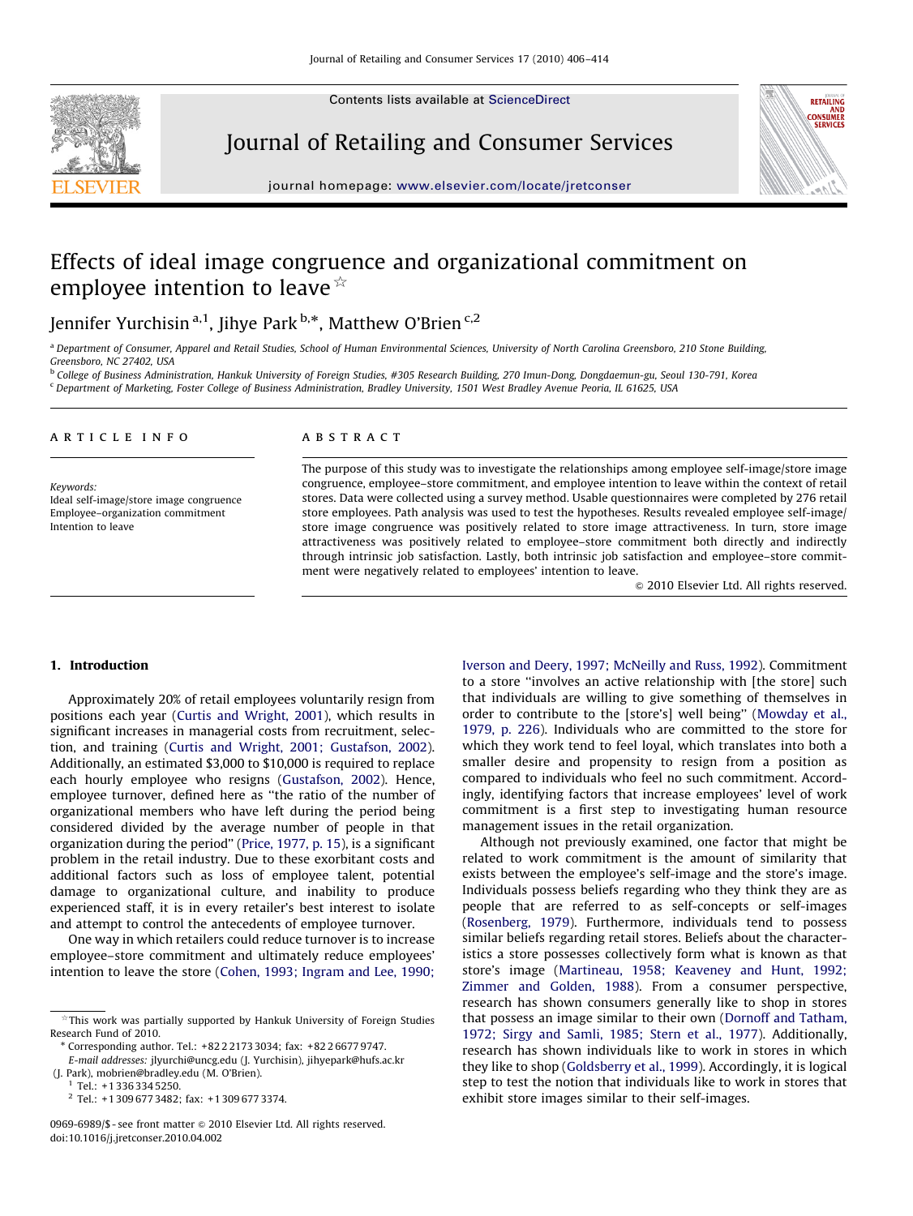# Effects of ideal image congruence and organizational commitment on employee intention to leave ☆

Jennifer Yurchisin [a,1], Jihye Park [b,*], Matthew O'Brien [c,2]

[a] Department of Consumer, Apparel and Retail Studies, School of Human Environmental Sciences, University of North Carolina Greensboro, 210 Stone Building, Greensboro, NC 27402, USA

[b] College of Business Administration, Hankuk University of Foreign Studies, #305 Research Building, 270 Imun-Dong, Dongdaemun-gu, Seoul 130-791, Korea

[c] Department of Marketing, Foster College of Business Administration, Bradley University, 1501 West Bradley Avenue Peoria, IL 61625, USA

## ARTICLE INFO

*Keywords:*
Ideal self-image/store image congruence
Employee–organization commitment
Intention to leave

## ABSTRACT

The purpose of this study was to investigate the relationships among employee self-image/store image congruence, employee–store commitment, and employee intention to leave within the context of retail stores. Data were collected using a survey method. Usable questionnaires were completed by 276 retail store employees. Path analysis was used to test the hypotheses. Results revealed employee self-image/store image congruence was positively related to store image attractiveness. In turn, store image attractiveness was positively related to employee–store commitment both directly and indirectly through intrinsic job satisfaction. Lastly, both intrinsic job satisfaction and employee–store commitment were negatively related to employees' intention to leave.

© 2010 Elsevier Ltd. All rights reserved.

## 1. Introduction

Approximately 20% of retail employees voluntarily resign from positions each year (Curtis and Wright, 2001), which results in significant increases in managerial costs from recruitment, selection, and training (Curtis and Wright, 2001; Gustafson, 2002). Additionally, an estimated $3,000 to $10,000 is required to replace each hourly employee who resigns (Gustafson, 2002). Hence, employee turnover, defined here as "the ratio of the number of organizational members who have left during the period being considered divided by the average number of people in that organization during the period" (Price, 1977, p. 15), is a significant problem in the retail industry. Due to these exorbitant costs and additional factors such as loss of employee talent, potential damage to organizational culture, and inability to produce experienced staff, it is in every retailer's best interest to isolate and attempt to control the antecedents of employee turnover.

One way in which retailers could reduce turnover is to increase employee–store commitment and ultimately reduce employees' intention to leave the store (Cohen, 1993; Ingram and Lee, 1990; Iverson and Deery, 1997; McNeilly and Russ, 1992). Commitment to a store "involves an active relationship with [the store] such that individuals are willing to give something of themselves in order to contribute to the [store's] well being" (Mowday et al., 1979, p. 226). Individuals who are committed to the store for which they work tend to feel loyal, which translates into both a smaller desire and propensity to resign from a position as compared to individuals who feel no such commitment. Accordingly, identifying factors that increase employees' level of work commitment is a first step to investigating human resource management issues in the retail organization.

Although not previously examined, one factor that might be related to work commitment is the amount of similarity that exists between the employee's self-image and the store's image. Individuals possess beliefs regarding who they think they are as people that are referred to as self-concepts or self-images (Rosenberg, 1979). Furthermore, individuals tend to possess similar beliefs regarding retail stores. Beliefs about the characteristics a store possesses collectively form what is known as that store's image (Martineau, 1958; Keaveney and Hunt, 1992; Zimmer and Golden, 1988). From a consumer perspective, research has shown consumers generally like to shop in stores that possess an image similar to their own (Dornoff and Tatham, 1972; Sirgy and Samli, 1985; Stern et al., 1977). Additionally, research has shown individuals like to work in stores in which they like to shop (Goldsberry et al., 1999). Accordingly, it is logical step to test the notion that individuals like to work in stores that exhibit store images similar to their self-images.

---

☆ This work was partially supported by Hankuk University of Foreign Studies Research Fund of 2010.

\* Corresponding author. Tel.: +82 2 2173 3034; fax: +82 2 6677 9747.
*E-mail addresses:* jlyurchi@uncg.edu (J. Yurchisin), jihyepark@hufs.ac.kr (J. Park), mobrien@bradley.edu (M. O'Brien).

[1] Tel.: +1 336 334 5250.

[2] Tel.: +1 309 677 3482; fax: +1 309 677 3374.

0969-6989/$ - see front matter © 2010 Elsevier Ltd. All rights reserved.
doi:10.1016/j.jretconser.2010.04.002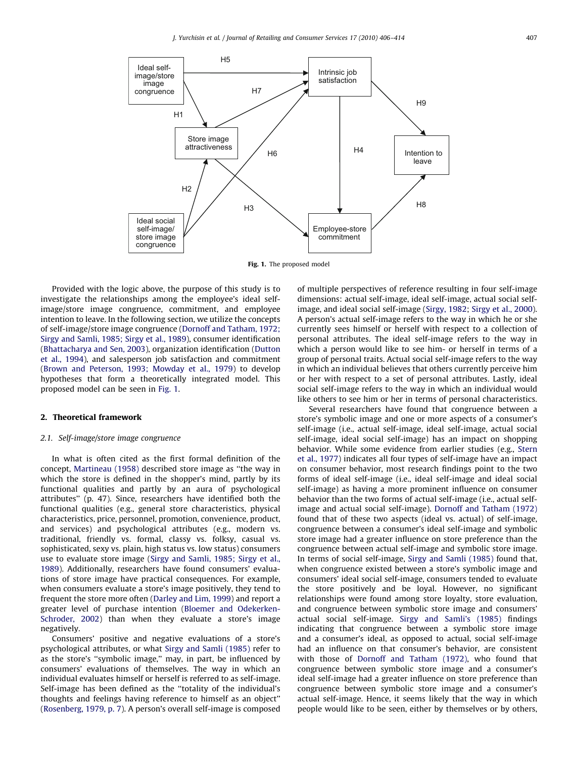Ideal self-image/store image congruence

Intrinsic job satisfaction

Store image attractiveness

Intention to leave

Ideal social self-image/ store image congruence

Employee-store commitment

H1

H2

H3

H4

H5

H6

H7

H8

H9

**Fig. 1.** The proposed model

Provided with the logic above, the purpose of this study is to investigate the relationships among the employee's ideal self-image/store image congruence, commitment, and employee intention to leave. In the following section, we utilize the concepts of self-image/store image congruence (Dornoff and Tatham, 1972; Sirgy and Samli, 1985; Sirgy et al., 1989), consumer identification (Bhattacharya and Sen, 2003), organization identification (Dutton et al., 1994), and salesperson job satisfaction and commitment (Brown and Peterson, 1993; Mowday et al., 1979) to develop hypotheses that form a theoretically integrated model. This proposed model can be seen in Fig. 1.

## 2. Theoretical framework

### 2.1. Self-image/store image congruence

In what is often cited as the first formal definition of the concept, Martineau (1958) described store image as "the way in which the store is defined in the shopper's mind, partly by its functional qualities and partly by an aura of psychological attributes" (p. 47). Since, researchers have identified both the functional qualities (e.g., general store characteristics, physical characteristics, price, personnel, promotion, convenience, product, and services) and psychological attributes (e.g., modern vs. traditional, friendly vs. formal, classy vs. folksy, casual vs. sophisticated, sexy vs. plain, high status vs. low status) consumers use to evaluate store image (Sirgy and Samli, 1985; Sirgy et al., 1989). Additionally, researchers have found consumers' evaluations of store image have practical consequences. For example, when consumers evaluate a store's image positively, they tend to frequent the store more often (Darley and Lim, 1999) and report a greater level of purchase intention (Bloemer and Odekerken-Schroder, 2002) than when they evaluate a store's image negatively.

Consumers' positive and negative evaluations of a store's psychological attributes, or what Sirgy and Samli (1985) refer to as the store's "symbolic image," may, in part, be influenced by consumers' evaluations of themselves. The way in which an individual evaluates himself or herself is referred to as self-image. Self-image has been defined as the "totality of the individual's thoughts and feelings having reference to himself as an object" (Rosenberg, 1979, p. 7). A person's overall self-image is composed of multiple perspectives of reference resulting in four self-image dimensions: actual self-image, ideal self-image, actual social self-image, and ideal social self-image (Sirgy, 1982; Sirgy et al., 2000). A person's actual self-image refers to the way in which he or she currently sees himself or herself with respect to a collection of personal attributes. The ideal self-image refers to the way in which a person would like to see him- or herself in terms of a group of personal traits. Actual social self-image refers to the way in which an individual believes that others currently perceive him or her with respect to a set of personal attributes. Lastly, ideal social self-image refers to the way in which an individual would like others to see him or her in terms of personal characteristics.

Several researchers have found that congruence between a store's symbolic image and one or more aspects of a consumer's self-image (i.e., actual self-image, ideal self-image, actual social self-image, ideal social self-image) has an impact on shopping behavior. While some evidence from earlier studies (e.g., Stern et al., 1977) indicates all four types of self-image have an impact on consumer behavior, most research findings point to the two forms of ideal self-image (i.e., ideal self-image and ideal social self-image) as having a more prominent influence on consumer behavior than the two forms of actual self-image (i.e., actual self-image and actual social self-image). Dornoff and Tatham (1972) found that of these two aspects (ideal vs. actual) of self-image, congruence between a consumer's ideal self-image and symbolic store image had a greater influence on store preference than the congruence between actual self-image and symbolic store image. In terms of social self-image, Sirgy and Samli (1985) found that, when congruence existed between a store's symbolic image and consumers' ideal social self-image, consumers tended to evaluate the store positively and be loyal. However, no significant relationships were found among store loyalty, store evaluation, and congruence between symbolic store image and consumers' actual social self-image. Sirgy and Samli's (1985) findings indicating that congruence between a symbolic store image and a consumer's ideal, as opposed to actual, social self-image had an influence on that consumer's behavior, are consistent with those of Dornoff and Tatham (1972), who found that congruence between symbolic store image and a consumer's ideal self-image had a greater influence on store preference than congruence between symbolic store image and a consumer's actual self-image. Hence, it seems likely that the way in which people would like to be seen, either by themselves or by others,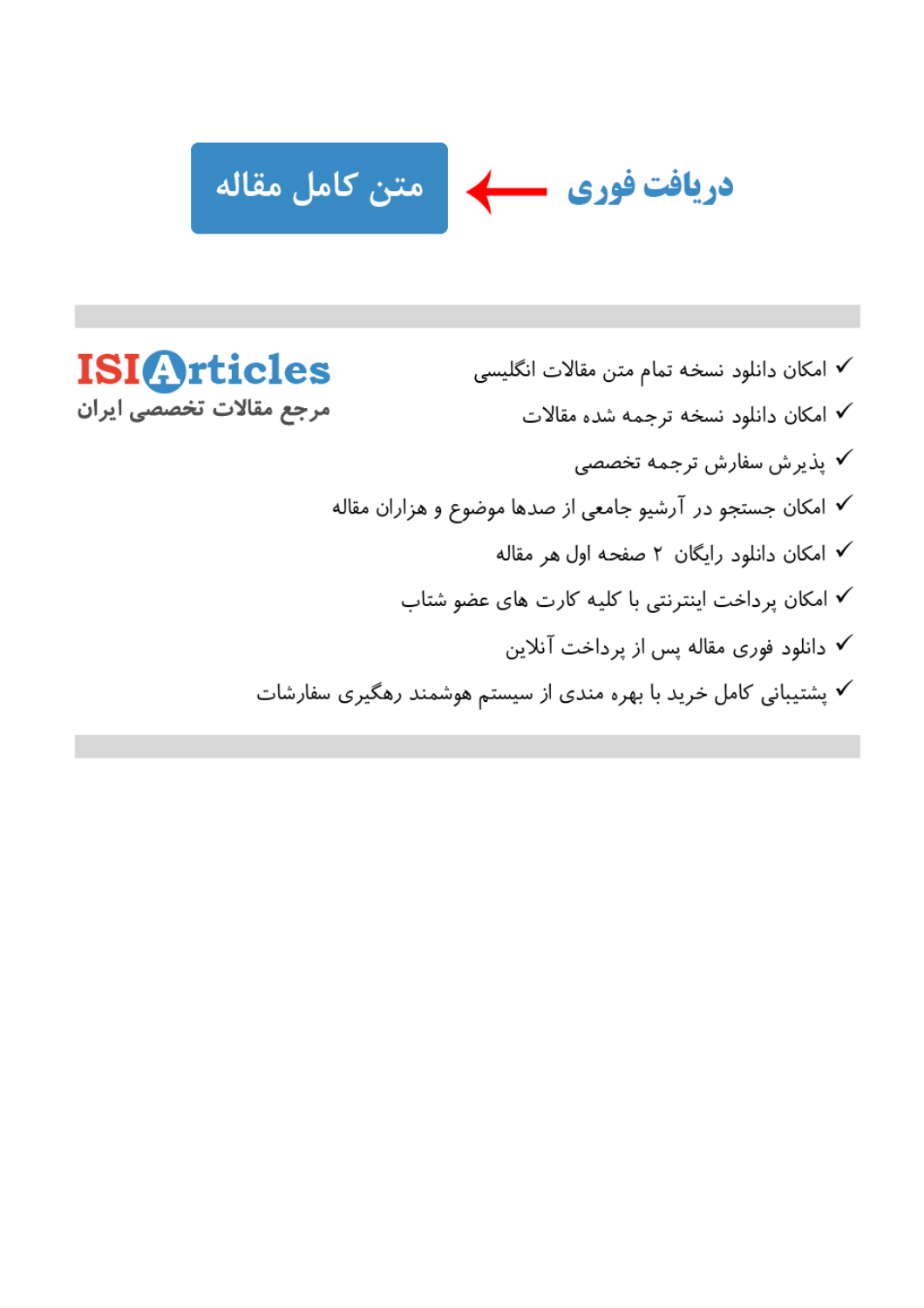دریافت فوری ← متن کامل مقاله

**ISIArticles**
مرجع مقالات تخصصی ایران

- ✓ امکان دانلود نسخه تمام متن مقالات انگلیسی
- ✓ امکان دانلود نسخه ترجمه شده مقالات
- ✓ پذیرش سفارش ترجمه تخصصی
- ✓ امکان جستجو در آرشیو جامعی از صدها موضوع و هزاران مقاله
- ✓ امکان دانلود رایگان ۲ صفحه اول هر مقاله
- ✓ امکان پرداخت اینترنتی با کلیه کارت های عضو شتاب
- ✓ دانلود فوری مقاله پس از پرداخت آنلاین
- ✓ پشتیبانی کامل خرید با بهره مندی از سیستم هوشمند رهگیری سفارشات